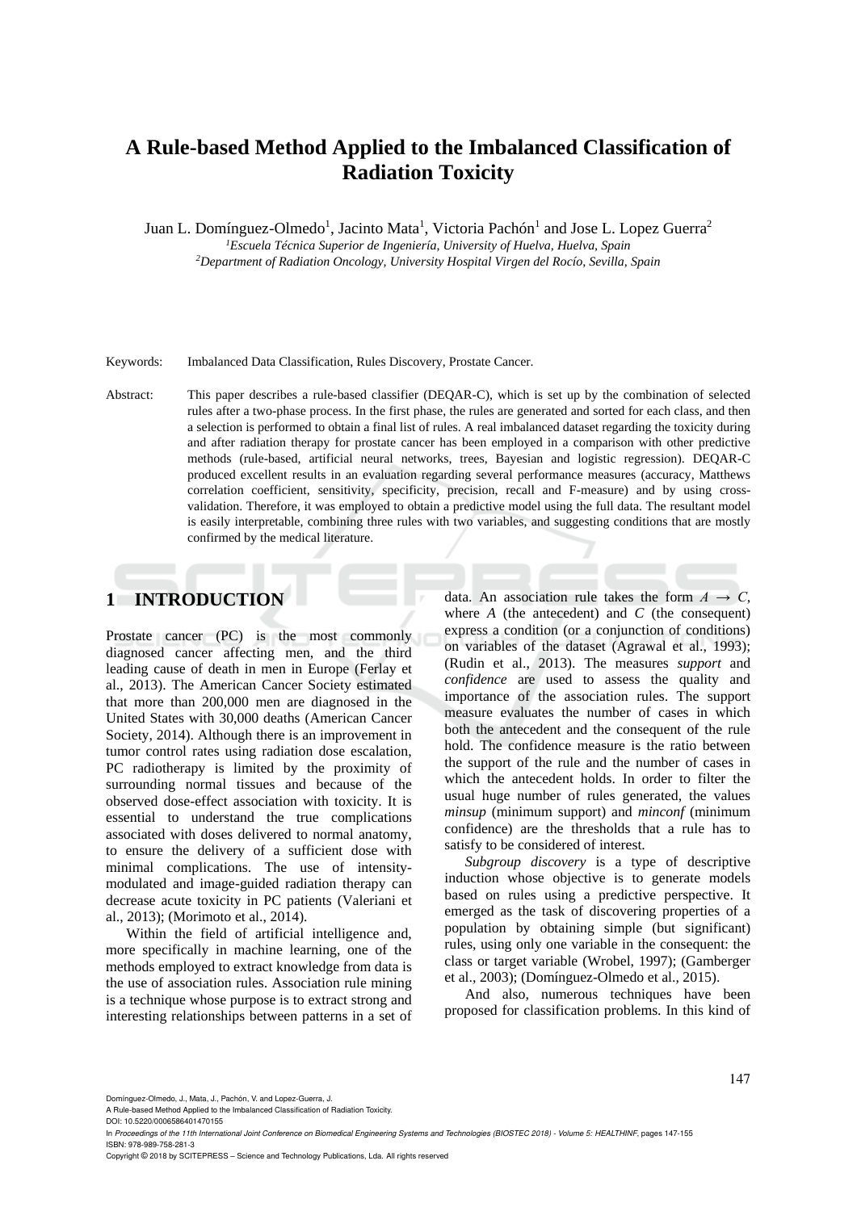# A Rule-based Method Applied to the Imbalanced Classification of Radiation Toxicity

Juan L. Domínguez-Olmedo[1], Jacinto Mata[1], Victoria Pachón[1] and Jose L. Lopez Guerra[2]

[1] *Escuela Técnica Superior de Ingeniería, University of Huelva, Huelva, Spain*
[2] *Department of Radiation Oncology, University Hospital Virgen del Rocío, Sevilla, Spain*

Keywords: Imbalanced Data Classification, Rules Discovery, Prostate Cancer.

Abstract: This paper describes a rule-based classifier (DEQAR-C), which is set up by the combination of selected rules after a two-phase process. In the first phase, the rules are generated and sorted for each class, and then a selection is performed to obtain a final list of rules. A real imbalanced dataset regarding the toxicity during and after radiation therapy for prostate cancer has been employed in a comparison with other predictive methods (rule-based, artificial neural networks, trees, Bayesian and logistic regression). DEQAR-C produced excellent results in an evaluation regarding several performance measures (accuracy, Matthews correlation coefficient, sensitivity, specificity, precision, recall and F-measure) and by using cross-validation. Therefore, it was employed to obtain a predictive model using the full data. The resultant model is easily interpretable, combining three rules with two variables, and suggesting conditions that are mostly confirmed by the medical literature.

## 1 INTRODUCTION

Prostate cancer (PC) is the most commonly diagnosed cancer affecting men, and the third leading cause of death in men in Europe (Ferlay et al., 2013). The American Cancer Society estimated that more than 200,000 men are diagnosed in the United States with 30,000 deaths (American Cancer Society, 2014). Although there is an improvement in tumor control rates using radiation dose escalation, PC radiotherapy is limited by the proximity of surrounding normal tissues and because of the observed dose-effect association with toxicity. It is essential to understand the true complications associated with doses delivered to normal anatomy, to ensure the delivery of a sufficient dose with minimal complications. The use of intensity-modulated and image-guided radiation therapy can decrease acute toxicity in PC patients (Valeriani et al., 2013); (Morimoto et al., 2014).

Within the field of artificial intelligence and, more specifically in machine learning, one of the methods employed to extract knowledge from data is the use of association rules. Association rule mining is a technique whose purpose is to extract strong and interesting relationships between patterns in a set of data. An association rule takes the form $A \rightarrow C$, where $A$ (the antecedent) and $C$ (the consequent) express a condition (or a conjunction of conditions) on variables of the dataset (Agrawal et al., 1993); (Rudin et al., 2013). The measures *support* and *confidence* are used to assess the quality and importance of the association rules. The support measure evaluates the number of cases in which both the antecedent and the consequent of the rule hold. The confidence measure is the ratio between the support of the rule and the number of cases in which the antecedent holds. In order to filter the usual huge number of rules generated, the values *minsup* (minimum support) and *minconf* (minimum confidence) are the thresholds that a rule has to satisfy to be considered of interest.

*Subgroup discovery* is a type of descriptive induction whose objective is to generate models based on rules using a predictive perspective. It emerged as the task of discovering properties of a population by obtaining simple (but significant) rules, using only one variable in the consequent: the class or target variable (Wrobel, 1997); (Gamberger et al., 2003); (Domínguez-Olmedo et al., 2015).

And also, numerous techniques have been proposed for classification problems. In this kind of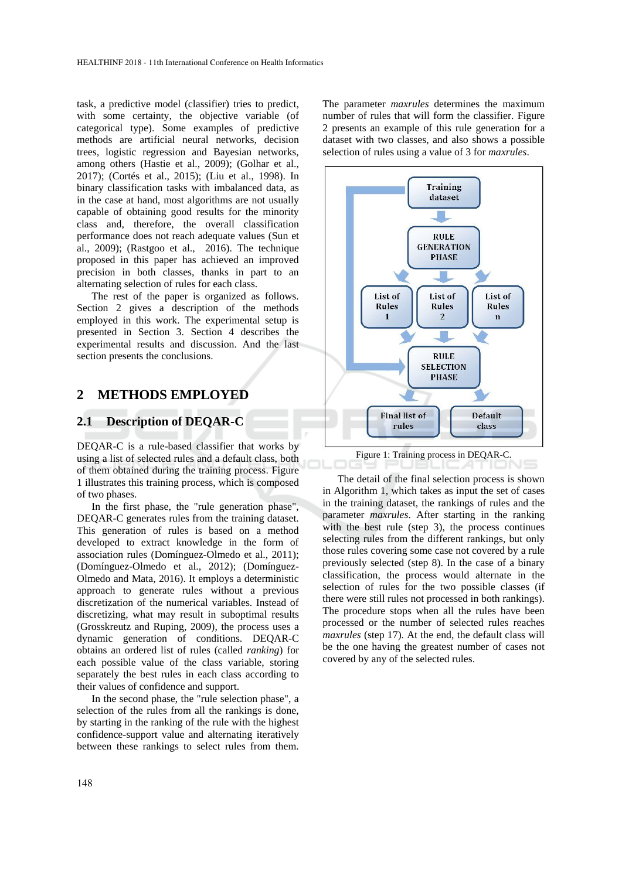task, a predictive model (classifier) tries to predict, with some certainty, the objective variable (of categorical type). Some examples of predictive methods are artificial neural networks, decision trees, logistic regression and Bayesian networks, among others (Hastie et al., 2009); (Golhar et al., 2017); (Cortés et al., 2015); (Liu et al., 1998). In binary classification tasks with imbalanced data, as in the case at hand, most algorithms are not usually capable of obtaining good results for the minority class and, therefore, the overall classification performance does not reach adequate values (Sun et al., 2009); (Rastgoo et al., 2016). The technique proposed in this paper has achieved an improved precision in both classes, thanks in part to an alternating selection of rules for each class.

The rest of the paper is organized as follows. Section 2 gives a description of the methods employed in this work. The experimental setup is presented in Section 3. Section 4 describes the experimental results and discussion. And the last section presents the conclusions.

## 2 METHODS EMPLOYED

### 2.1 Description of DEQAR-C

DEQAR-C is a rule-based classifier that works by using a list of selected rules and a default class, both of them obtained during the training process. Figure 1 illustrates this training process, which is composed of two phases.

In the first phase, the "rule generation phase", DEQAR-C generates rules from the training dataset. This generation of rules is based on a method developed to extract knowledge in the form of association rules (Domínguez-Olmedo et al., 2011); (Domínguez-Olmedo et al., 2012); (Domínguez-Olmedo and Mata, 2016). It employs a deterministic approach to generate rules without a previous discretization of the numerical variables. Instead of discretizing, what may result in suboptimal results (Grosskreutz and Ruping, 2009), the process uses a dynamic generation of conditions. DEQAR-C obtains an ordered list of rules (called *ranking*) for each possible value of the class variable, storing separately the best rules in each class according to their values of confidence and support.

In the second phase, the "rule selection phase", a selection of the rules from all the rankings is done, by starting in the ranking of the rule with the highest confidence-support value and alternating iteratively between these rankings to select rules from them. The parameter *maxrules* determines the maximum number of rules that will form the classifier. Figure 2 presents an example of this rule generation for a dataset with two classes, and also shows a possible selection of rules using a value of 3 for *maxrules*.

Figure 1: Training process in DEQAR-C.

The detail of the final selection process is shown in Algorithm 1, which takes as input the set of cases in the training dataset, the rankings of rules and the parameter *maxrules*. After starting in the ranking with the best rule (step 3), the process continues selecting rules from the different rankings, but only those rules covering some case not covered by a rule previously selected (step 8). In the case of a binary classification, the process would alternate in the selection of rules for the two possible classes (if there were still rules not processed in both rankings). The procedure stops when all the rules have been processed or the number of selected rules reaches *maxrules* (step 17). At the end, the default class will be the one having the greatest number of cases not covered by any of the selected rules.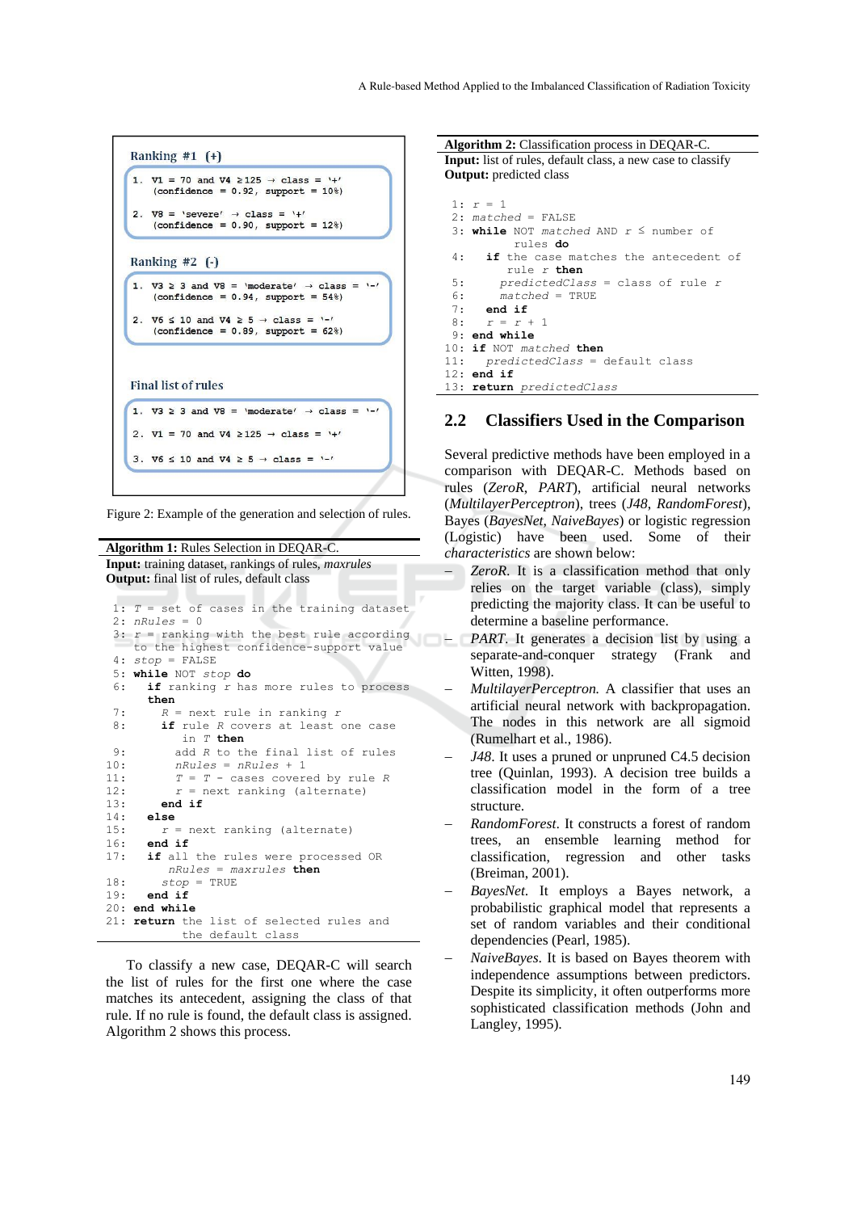Ranking #1 (+)

```
1. V1 = 70 and V4 ≥125 → class = '+'
   (confidence = 0.92, support = 10%)

2. V8 = 'severe' → class = '+'
   (confidence = 0.90, support = 12%)
```

Ranking #2 (-)

```
1. V3 ≥ 3 and V8 = 'moderate' → class = '-'
   (confidence = 0.94, support = 54%)

2. V6 ≤ 10 and V4 ≥ 5 → class = '-'
   (confidence = 0.89, support = 62%)
```

Final list of rules

```
1. V3 ≥ 3 and V8 = 'moderate' → class = '-'

2. V1 = 70 and V4 ≥125 → class = '+'

3. V6 ≤ 10 and V4 ≥ 5 → class = '-'
```

Figure 2: Example of the generation and selection of rules.

**Algorithm 1:** Rules Selection in DEQAR-C.
**Input:** training dataset, rankings of rules, *maxrules*
**Output:** final list of rules, default class

```
1: T = set of cases in the training dataset
2: nRules = 0
3: r = ranking with the best rule according
     to the highest confidence-support value
4: stop = FALSE
5: while NOT stop do
6:   if ranking r has more rules to process
     then
7:     R = next rule in ranking r
8:     if rule R covers at least one case
         in T then
9:       add R to the final list of rules
10:      nRules = nRules + 1
11:      T = T - cases covered by rule R
12:      r = next ranking (alternate)
13:    end if
14:  else
15:    r = next ranking (alternate)
16:  end if
17:  if all the rules were processed OR
       nRules = maxrules then
18:    stop = TRUE
19:  end if
20: end while
21: return the list of selected rules and
          the default class
```

To classify a new case, DEQAR-C will search the list of rules for the first one where the case matches its antecedent, assigning the class of that rule. If no rule is found, the default class is assigned. Algorithm 2 shows this process.

**Algorithm 2:** Classification process in DEQAR-C.
**Input:** list of rules, default class, a new case to classify
**Output:** predicted class

```
1: r = 1
2: matched = FALSE
3: while NOT matched AND r ≤ number of
         rules do
4:   if the case matches the antecedent of
        rule r then
5:     predictedClass = class of rule r
6:     matched = TRUE
7:   end if
8:   r = r + 1
9: end while
10: if NOT matched then
11:   predictedClass = default class
12: end if
13: return predictedClass
```

## 2.2 Classifiers Used in the Comparison

Several predictive methods have been employed in a comparison with DEQAR-C. Methods based on rules (*ZeroR*, *PART*), artificial neural networks (*MultilayerPerceptron*), trees (*J48*, *RandomForest*), Bayes (*BayesNet*, *NaiveBayes*) or logistic regression (*Logistic*) have been used. Some of their characteristics are shown below:

- *ZeroR*. It is a classification method that only relies on the target variable (class), simply predicting the majority class. It can be useful to determine a baseline performance.
- *PART*. It generates a decision list by using a separate-and-conquer strategy (Frank and Witten, 1998).
- *MultilayerPerceptron*. A classifier that uses an artificial neural network with backpropagation. The nodes in this network are all sigmoid (Rumelhart et al., 1986).
- *J48*. It uses a pruned or unpruned C4.5 decision tree (Quinlan, 1993). A decision tree builds a classification model in the form of a tree structure.
- *RandomForest*. It constructs a forest of random trees, an ensemble learning method for classification, regression and other tasks (Breiman, 2001).
- *BayesNet*. It employs a Bayes network, a probabilistic graphical model that represents a set of random variables and their conditional dependencies (Pearl, 1985).
- *NaiveBayes*. It is based on Bayes theorem with independence assumptions between predictors. Despite its simplicity, it often outperforms more sophisticated classification methods (John and Langley, 1995).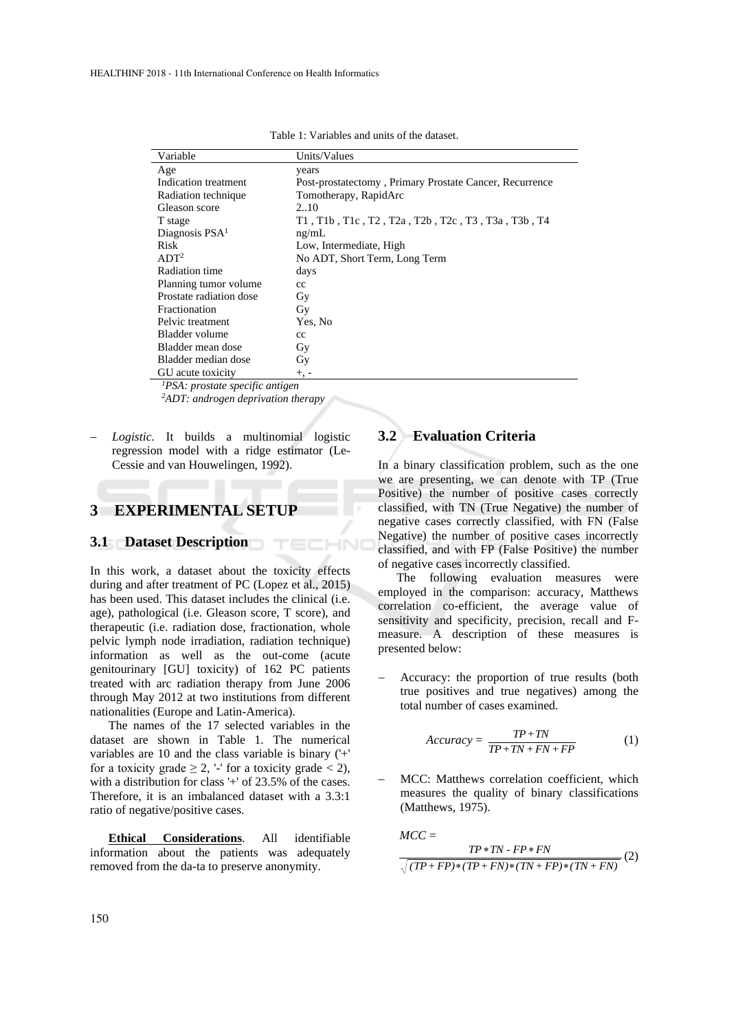Table 1: Variables and units of the dataset.

| Variable | Units/Values |
|---|---|
| Age | years |
| Indication treatment | Post-prostatectomy , Primary Prostate Cancer, Recurrence |
| Radiation technique | Tomotherapy, RapidArc |
| Gleason score | 2..10 |
| T stage | T1 , T1b , T1c , T2 , T2a , T2b , T2c , T3 , T3a , T3b , T4 |
| Diagnosis PSA[1] | ng/mL |
| Risk | Low, Intermediate, High |
| ADT[2] | No ADT, Short Term, Long Term |
| Radiation time | days |
| Planning tumor volume | cc |
| Prostate radiation dose | Gy |
| Fractionation | Gy |
| Pelvic treatment | Yes, No |
| Bladder volume | cc |
| Bladder mean dose | Gy |
| Bladder median dose | Gy |
| GU acute toxicity | +, - |

*[1]PSA: prostate specific antigen*
*[2]ADT: androgen deprivation therapy*

- *Logistic*. It builds a multinomial logistic regression model with a ridge estimator (Le-Cessie and van Houwelingen, 1992).

# 3 EXPERIMENTAL SETUP

## 3.1 Dataset Description

In this work, a dataset about the toxicity effects during and after treatment of PC (Lopez et al., 2015) has been used. This dataset includes the clinical (i.e. age), pathological (i.e. Gleason score, T score), and therapeutic (i.e. radiation dose, fractionation, whole pelvic lymph node irradiation, radiation technique) information as well as the out-come (acute genitourinary [GU] toxicity) of 162 PC patients treated with arc radiation therapy from June 2006 through May 2012 at two institutions from different nationalities (Europe and Latin-America).

The names of the 17 selected variables in the dataset are shown in Table 1. The numerical variables are 10 and the class variable is binary ('+' for a toxicity grade $\geq 2$, '-' for a toxicity grade $< 2$), with a distribution for class '+' of 23.5% of the cases. Therefore, it is an imbalanced dataset with a 3.3:1 ratio of negative/positive cases.

**Ethical Considerations**. All identifiable information about the patients was adequately removed from the da-ta to preserve anonymity.

## 3.2 Evaluation Criteria

In a binary classification problem, such as the one we are presenting, we can denote with TP (True Positive) the number of positive cases correctly classified, with TN (True Negative) the number of negative cases correctly classified, with FN (False Negative) the number of positive cases incorrectly classified, and with FP (False Positive) the number of negative cases incorrectly classified.

The following evaluation measures were employed in the comparison: accuracy, Matthews correlation co-efficient, the average value of sensitivity and specificity, precision, recall and F-measure. A description of these measures is presented below:

- Accuracy: the proportion of true results (both true positives and true negatives) among the total number of cases examined.

$$Accuracy = \frac{TP + TN}{TP + TN + FN + FP} \quad (1)$$

- MCC: Matthews correlation coefficient, which measures the quality of binary classifications (Matthews, 1975).

$$MCC = \frac{TP * TN - FP * FN}{\sqrt{(TP + FP) * (TP + FN) * (TN + FP) * (TN + FN)}} \quad (2)$$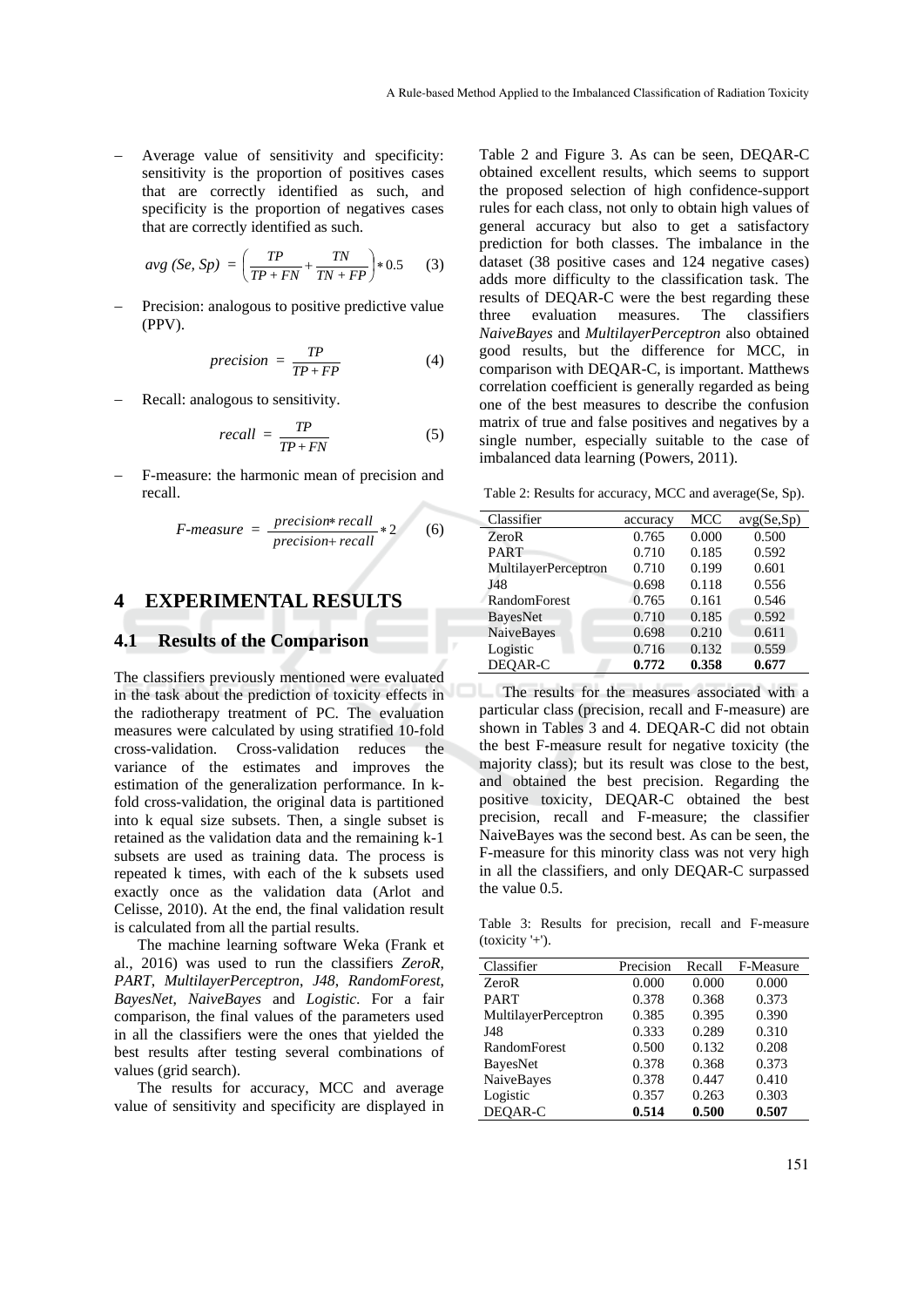- Average value of sensitivity and specificity: sensitivity is the proportion of positives cases that are correctly identified as such, and specificity is the proportion of negatives cases that are correctly identified as such.

$$avg\ (Se, Sp) = \left(\frac{TP}{TP + FN} + \frac{TN}{TN + FP}\right) * 0.5 \quad (3)$$

- Precision: analogous to positive predictive value (PPV).

$$precision = \frac{TP}{TP + FP} \quad (4)$$

- Recall: analogous to sensitivity.

$$recall = \frac{TP}{TP + FN} \quad (5)$$

- F-measure: the harmonic mean of precision and recall.

$$F\text{-}measure = \frac{precision * recall}{precision + recall} * 2 \quad (6)$$

# 4 EXPERIMENTAL RESULTS

## 4.1 Results of the Comparison

The classifiers previously mentioned were evaluated in the task about the prediction of toxicity effects in the radiotherapy treatment of PC. The evaluation measures were calculated by using stratified 10-fold cross-validation. Cross-validation reduces the variance of the estimates and improves the estimation of the generalization performance. In k-fold cross-validation, the original data is partitioned into k equal size subsets. Then, a single subset is retained as the validation data and the remaining k-1 subsets are used as training data. The process is repeated k times, with each of the k subsets used exactly once as the validation data (Arlot and Celisse, 2010). At the end, the final validation result is calculated from all the partial results.

The machine learning software Weka (Frank et al., 2016) was used to run the classifiers *ZeroR*, *PART*, *MultilayerPerceptron*, *J48*, *RandomForest*, *BayesNet*, *NaiveBayes* and *Logistic*. For a fair comparison, the final values of the parameters used in all the classifiers were the ones that yielded the best results after testing several combinations of values (grid search).

The results for accuracy, MCC and average value of sensitivity and specificity are displayed in Table 2 and Figure 3. As can be seen, DEQAR-C obtained excellent results, which seems to support the proposed selection of high confidence-support rules for each class, not only to obtain high values of general accuracy but also to get a satisfactory prediction for both classes. The imbalance in the dataset (38 positive cases and 124 negative cases) adds more difficulty to the classification task. The results of DEQAR-C were the best regarding these three evaluation measures. The classifiers *NaiveBayes* and *MultilayerPerceptron* also obtained good results, but the difference for MCC, in comparison with DEQAR-C, is important. Matthews correlation coefficient is generally regarded as being one of the best measures to describe the confusion matrix of true and false positives and negatives by a single number, especially suitable to the case of imbalanced data learning (Powers, 2011).

Table 2: Results for accuracy, MCC and average(Se, Sp).

| Classifier | accuracy | MCC | avg(Se,Sp) |
|---|---|---|---|
| ZeroR | 0.765 | 0.000 | 0.500 |
| PART | 0.710 | 0.185 | 0.592 |
| MultilayerPerceptron | 0.710 | 0.199 | 0.601 |
| J48 | 0.698 | 0.118 | 0.556 |
| RandomForest | 0.765 | 0.161 | 0.546 |
| BayesNet | 0.710 | 0.185 | 0.592 |
| NaiveBayes | 0.698 | 0.210 | 0.611 |
| Logistic | 0.716 | 0.132 | 0.559 |
| DEQAR-C | **0.772** | **0.358** | **0.677** |

The results for the measures associated with a particular class (precision, recall and F-measure) are shown in Tables 3 and 4. DEQAR-C did not obtain the best F-measure result for negative toxicity (the majority class); but its result was close to the best, and obtained the best precision. Regarding the positive toxicity, DEQAR-C obtained the best precision, recall and F-measure; the classifier NaiveBayes was the second best. As can be seen, the F-measure for this minority class was not very high in all the classifiers, and only DEQAR-C surpassed the value 0.5.

Table 3: Results for precision, recall and F-measure (toxicity '+').

| Classifier | Precision | Recall | F-Measure |
|---|---|---|---|
| ZeroR | 0.000 | 0.000 | 0.000 |
| PART | 0.378 | 0.368 | 0.373 |
| MultilayerPerceptron | 0.385 | 0.395 | 0.390 |
| J48 | 0.333 | 0.289 | 0.310 |
| RandomForest | 0.500 | 0.132 | 0.208 |
| BayesNet | 0.378 | 0.368 | 0.373 |
| NaiveBayes | 0.378 | 0.447 | 0.410 |
| Logistic | 0.357 | 0.263 | 0.303 |
| DEQAR-C | **0.514** | **0.500** | **0.507** |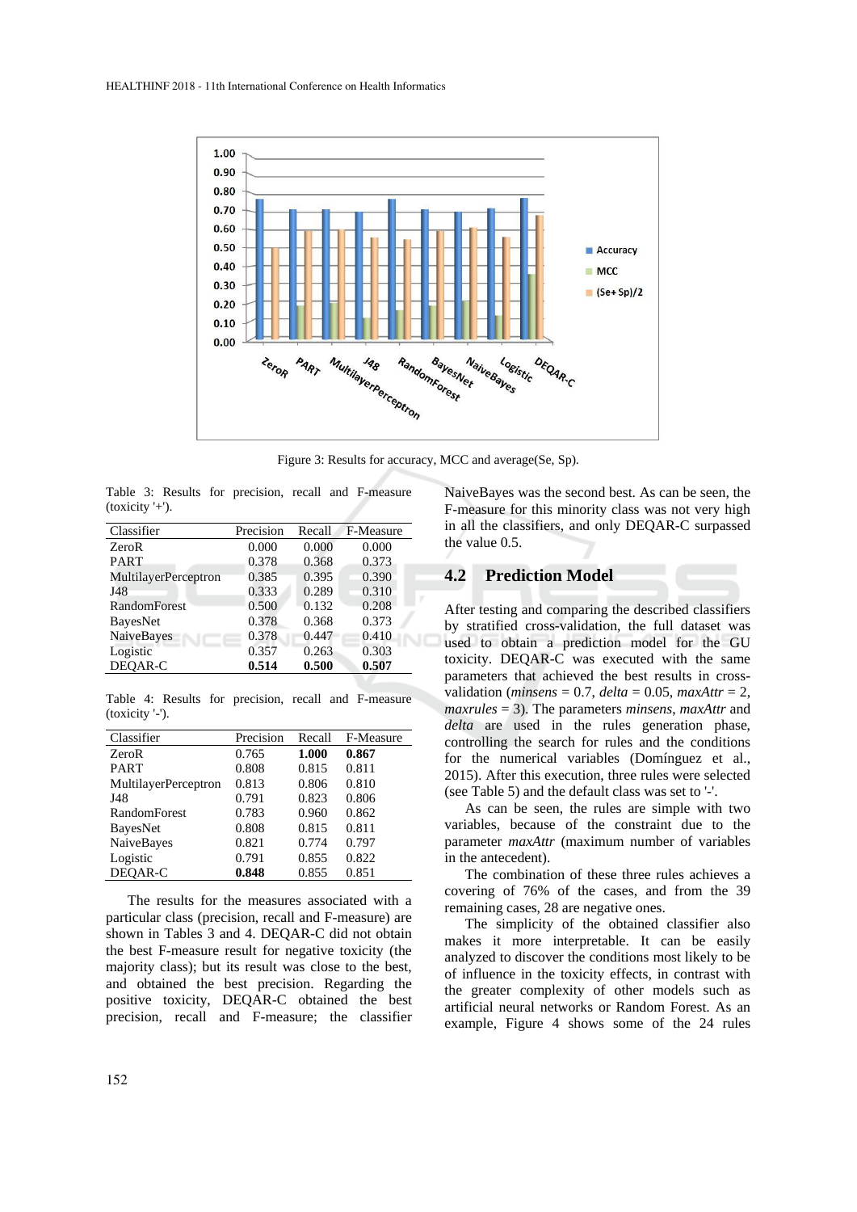Figure 3: Results for accuracy, MCC and average(Se, Sp).

Table 3: Results for precision, recall and F-measure (toxicity '+').

| Classifier | Precision | Recall | F-Measure |
|---|---|---|---|
| ZeroR | 0.000 | 0.000 | 0.000 |
| PART | 0.378 | 0.368 | 0.373 |
| MultilayerPerceptron | 0.385 | 0.395 | 0.390 |
| J48 | 0.333 | 0.289 | 0.310 |
| RandomForest | 0.500 | 0.132 | 0.208 |
| BayesNet | 0.378 | 0.368 | 0.373 |
| NaiveBayes | 0.378 | 0.447 | 0.410 |
| Logistic | 0.357 | 0.263 | 0.303 |
| DEQAR-C | **0.514** | **0.500** | **0.507** |

Table 4: Results for precision, recall and F-measure (toxicity '-').

| Classifier | Precision | Recall | F-Measure |
|---|---|---|---|
| ZeroR | 0.765 | **1.000** | **0.867** |
| PART | 0.808 | 0.815 | 0.811 |
| MultilayerPerceptron | 0.813 | 0.806 | 0.810 |
| J48 | 0.791 | 0.823 | 0.806 |
| RandomForest | 0.783 | 0.960 | 0.862 |
| BayesNet | 0.808 | 0.815 | 0.811 |
| NaiveBayes | 0.821 | 0.774 | 0.797 |
| Logistic | 0.791 | 0.855 | 0.822 |
| DEQAR-C | **0.848** | 0.855 | 0.851 |

The results for the measures associated with a particular class (precision, recall and F-measure) are shown in Tables 3 and 4. DEQAR-C did not obtain the best F-measure result for negative toxicity (the majority class); but its result was close to the best, and obtained the best precision. Regarding the positive toxicity, DEQAR-C obtained the best precision, recall and F-measure; the classifier NaiveBayes was the second best. As can be seen, the F-measure for this minority class was not very high in all the classifiers, and only DEQAR-C surpassed the value 0.5.

## 4.2 Prediction Model

After testing and comparing the described classifiers by stratified cross-validation, the full dataset was used to obtain a prediction model for the GU toxicity. DEQAR-C was executed with the same parameters that achieved the best results in cross-validation (*minsens* = 0.7, *delta* = 0.05, *maxAttr* = 2, *maxrules* = 3). The parameters *minsens*, *maxAttr* and *delta* are used in the rules generation phase, controlling the search for rules and the conditions for the numerical variables (Domínguez et al., 2015). After this execution, three rules were selected (see Table 5) and the default class was set to '-'.

As can be seen, the rules are simple with two variables, because of the constraint due to the parameter *maxAttr* (maximum number of variables in the antecedent).

The combination of these three rules achieves a covering of 76% of the cases, and from the 39 remaining cases, 28 are negative ones.

The simplicity of the obtained classifier also makes it more interpretable. It can be easily analyzed to discover the conditions most likely to be of influence in the toxicity effects, in contrast with the greater complexity of other models such as artificial neural networks or Random Forest. As an example, Figure 4 shows some of the 24 rules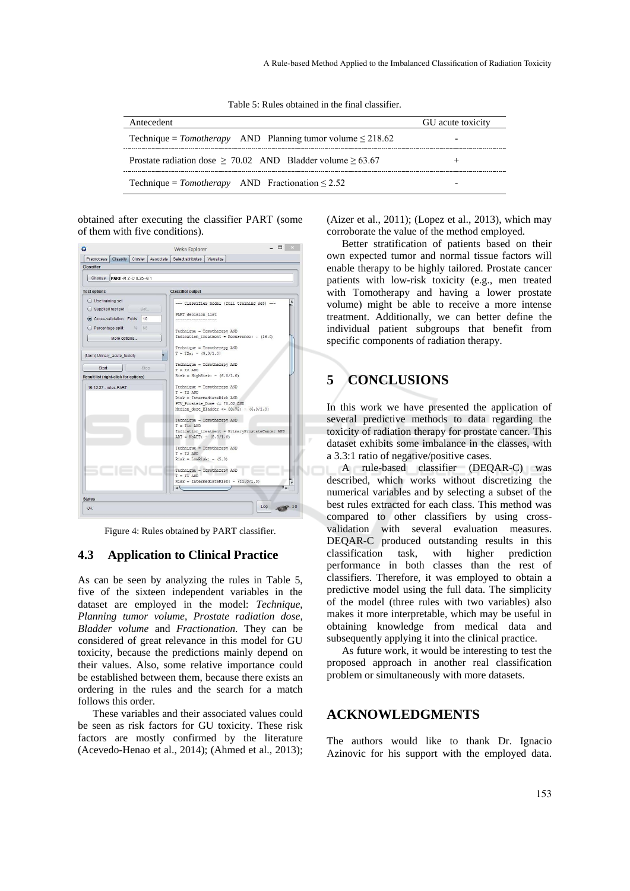Table 5: Rules obtained in the final classifier.

| Antecedent | GU acute toxicity |
|---|---|
| Technique = *Tomotherapy* AND Planning tumor volume $\leq$ 218.62 | - |
| Prostate radiation dose $\geq$ 70.02 AND Bladder volume $\geq$ 63.67 | + |
| Technique = *Tomotherapy* AND Fractionation $\leq$ 2.52 | - |

obtained after executing the classifier PART (some of them with five conditions).

Figure 4: Rules obtained by PART classifier.

### 4.3 Application to Clinical Practice

As can be seen by analyzing the rules in Table 5, five of the sixteen independent variables in the dataset are employed in the model: *Technique*, *Planning tumor volume*, *Prostate radiation dose*, *Bladder volume* and *Fractionation*. They can be considered of great relevance in this model for GU toxicity, because the predictions mainly depend on their values. Also, some relative importance could be established between them, because there exists an ordering in the rules and the search for a match follows this order.

These variables and their associated values could be seen as risk factors for GU toxicity. These risk factors are mostly confirmed by the literature (Acevedo-Henao et al., 2014); (Ahmed et al., 2013); (Aizer et al., 2011); (Lopez et al., 2013), which may corroborate the value of the method employed.

Better stratification of patients based on their own expected tumor and normal tissue factors will enable therapy to be highly tailored. Prostate cancer patients with low-risk toxicity (e.g., men treated with Tomotherapy and having a lower prostate volume) might be able to receive a more intense treatment. Additionally, we can better define the individual patient subgroups that benefit from specific components of radiation therapy.

## 5 CONCLUSIONS

In this work we have presented the application of several predictive methods to data regarding the toxicity of radiation therapy for prostate cancer. This dataset exhibits some imbalance in the classes, with a 3.3:1 ratio of negative/positive cases.

A rule-based classifier (DEQAR-C) was described, which works without discretizing the numerical variables and by selecting a subset of the best rules extracted for each class. This method was compared to other classifiers by using cross-validation with several evaluation measures. DEQAR-C produced outstanding results in this classification task, with higher prediction performance in both classes than the rest of classifiers. Therefore, it was employed to obtain a predictive model using the full data. The simplicity of the model (three rules with two variables) also makes it more interpretable, which may be useful in obtaining knowledge from medical data and subsequently applying it into the clinical practice.

As future work, it would be interesting to test the proposed approach in another real classification problem or simultaneously with more datasets.

## ACKNOWLEDGMENTS

The authors would like to thank Dr. Ignacio Azinovic for his support with the employed data.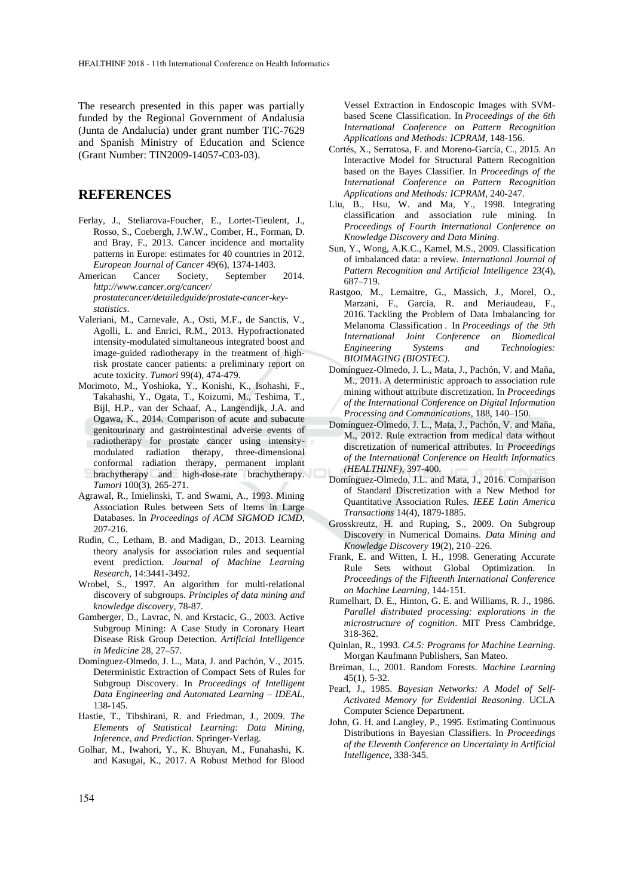The research presented in this paper was partially funded by the Regional Government of Andalusia (Junta de Andalucía) under grant number TIC-7629 and Spanish Ministry of Education and Science (Grant Number: TIN2009-14057-C03-03).

## REFERENCES

Ferlay, J., Steliarova-Foucher, E., Lortet-Tieulent, J., Rosso, S., Coebergh, J.W.W., Comber, H., Forman, D. and Bray, F., 2013. Cancer incidence and mortality patterns in Europe: estimates for 40 countries in 2012. *European Journal of Cancer* 49(6), 1374-1403.

American Cancer Society, September 2014. *http://www.cancer.org/cancer/prostatecancer/detailedguide/prostate-cancer-key-statistics*.

Valeriani, M., Carnevale, A., Osti, M.F., de Sanctis, V., Agolli, L. and Enrici, R.M., 2013. Hypofractionated intensity-modulated simultaneous integrated boost and image-guided radiotherapy in the treatment of high-risk prostate cancer patients: a preliminary report on acute toxicity. *Tumori* 99(4), 474-479.

Morimoto, M., Yoshioka, Y., Konishi, K., Isohashi, F., Takahashi, Y., Ogata, T., Koizumi, M., Teshima, T., Bijl, H.P., van der Schaaf, A., Langendijk, J.A. and Ogawa, K., 2014. Comparison of acute and subacute genitourinary and gastrointestinal adverse events of radiotherapy for prostate cancer using intensity-modulated radiation therapy, three-dimensional conformal radiation therapy, permanent implant brachytherapy and high-dose-rate brachytherapy. *Tumori* 100(3), 265-271.

Agrawal, R., Imielinski, T. and Swami, A., 1993. Mining Association Rules between Sets of Items in Large Databases. In *Proceedings of ACM SIGMOD ICMD*, 207-216.

Rudin, C., Letham, B. and Madigan, D., 2013. Learning theory analysis for association rules and sequential event prediction. *Journal of Machine Learning Research*, 14:3441-3492.

Wrobel, S., 1997. An algorithm for multi-relational discovery of subgroups. *Principles of data mining and knowledge discovery*, 78-87.

Gamberger, D., Lavrac, N. and Krstacic, G., 2003. Active Subgroup Mining: A Case Study in Coronary Heart Disease Risk Group Detection. *Artificial Intelligence in Medicine* 28, 27–57.

Domínguez-Olmedo, J. L., Mata, J. and Pachón, V., 2015. Deterministic Extraction of Compact Sets of Rules for Subgroup Discovery. In *Proceedings of Intelligent Data Engineering and Automated Learning – IDEAL*, 138-145.

Hastie, T., Tibshirani, R. and Friedman, J., 2009. *The Elements of Statistical Learning: Data Mining, Inference, and Prediction*. Springer-Verlag.

Golhar, M., Iwahori, Y., K. Bhuyan, M., Funahashi, K. and Kasugai, K., 2017. A Robust Method for Blood Vessel Extraction in Endoscopic Images with SVM-based Scene Classification. In *Proceedings of the 6th International Conference on Pattern Recognition Applications and Methods: ICPRAM*, 148-156.

Cortés, X., Serratosa, F. and Moreno-García, C., 2015. An Interactive Model for Structural Pattern Recognition based on the Bayes Classifier. In *Proceedings of the International Conference on Pattern Recognition Applications and Methods: ICPRAM*, 240-247.

Liu, B., Hsu, W. and Ma, Y., 1998. Integrating classification and association rule mining. In *Proceedings of Fourth International Conference on Knowledge Discovery and Data Mining*.

Sun, Y., Wong, A.K.C., Kamel, M.S., 2009. Classification of imbalanced data: a review. *International Journal of Pattern Recognition and Artificial Intelligence* 23(4), 687–719.

Rastgoo, M., Lemaitre, G., Massich, J., Morel, O., Marzani, F., Garcia, R. and Meriaudeau, F., 2016. Tackling the Problem of Data Imbalancing for Melanoma Classification . In *Proceedings of the 9th International Joint Conference on Biomedical Engineering Systems and Technologies: BIOIMAGING (BIOSTEC)*.

Domínguez-Olmedo, J. L., Mata, J., Pachón, V. and Maña, M., 2011. A deterministic approach to association rule mining without attribute discretization. In *Proceedings of the International Conference on Digital Information Processing and Communications*, 188, 140–150.

Domínguez-Olmedo, J. L., Mata, J., Pachón, V. and Maña, M., 2012. Rule extraction from medical data without discretization of numerical attributes. In *Proceedings of the International Conference on Health Informatics (HEALTHINF)*, 397-400.

Domínguez-Olmedo, J.L. and Mata, J., 2016. Comparison of Standard Discretization with a New Method for Quantitative Association Rules. *IEEE Latin America Transactions* 14(4), 1879-1885.

Grosskreutz, H. and Ruping, S., 2009. On Subgroup Discovery in Numerical Domains. *Data Mining and Knowledge Discovery* 19(2), 210–226.

Frank, E. and Witten, I. H., 1998. Generating Accurate Rule Sets without Global Optimization. In *Proceedings of the Fifteenth International Conference on Machine Learning*, 144-151.

Rumelhart, D. E., Hinton, G. E. and Williams, R. J., 1986. *Parallel distributed processing: explorations in the microstructure of cognition*. MIT Press Cambridge, 318-362.

Quinlan, R., 1993. *C4.5: Programs for Machine Learning*. Morgan Kaufmann Publishers, San Mateo.

Breiman, L., 2001. Random Forests. *Machine Learning* 45(1), 5-32.

Pearl, J., 1985. *Bayesian Networks: A Model of Self-Activated Memory for Evidential Reasoning*. UCLA Computer Science Department.

John, G. H. and Langley, P., 1995. Estimating Continuous Distributions in Bayesian Classifiers. In *Proceedings of the Eleventh Conference on Uncertainty in Artificial Intelligence*, 338-345.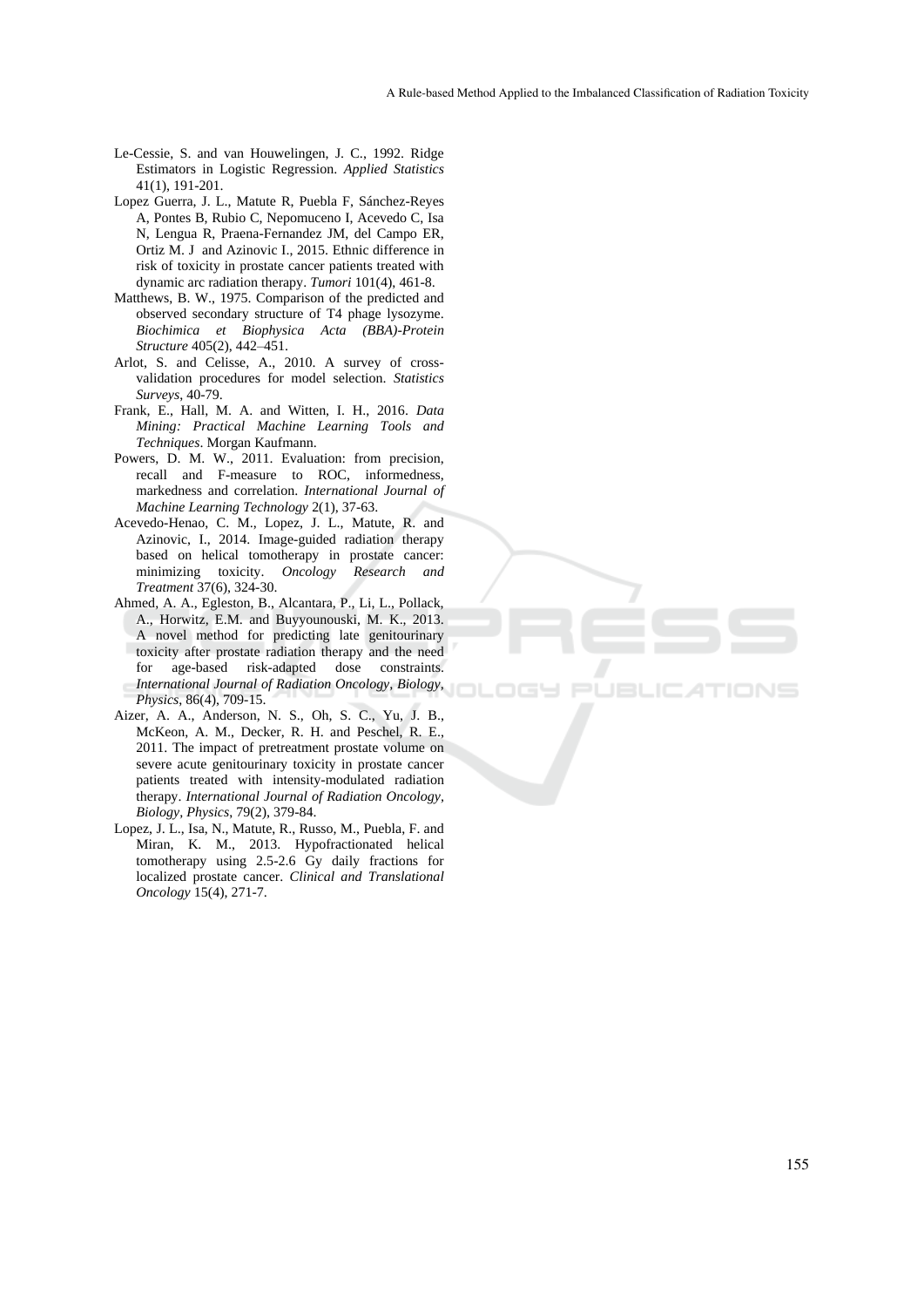Le-Cessie, S. and van Houwelingen, J. C., 1992. Ridge Estimators in Logistic Regression. *Applied Statistics* 41(1), 191-201.

Lopez Guerra, J. L., Matute R, Puebla F, Sánchez-Reyes A, Pontes B, Rubio C, Nepomuceno I, Acevedo C, Isa N, Lengua R, Praena-Fernandez JM, del Campo ER, Ortiz M. J and Azinovic I., 2015. Ethnic difference in risk of toxicity in prostate cancer patients treated with dynamic arc radiation therapy. *Tumori* 101(4), 461-8.

Matthews, B. W., 1975. Comparison of the predicted and observed secondary structure of T4 phage lysozyme. *Biochimica et Biophysica Acta (BBA)-Protein Structure* 405(2), 442–451.

Arlot, S. and Celisse, A., 2010. A survey of cross-validation procedures for model selection. *Statistics Surveys*, 40-79.

Frank, E., Hall, M. A. and Witten, I. H., 2016. *Data Mining: Practical Machine Learning Tools and Techniques*. Morgan Kaufmann.

Powers, D. M. W., 2011. Evaluation: from precision, recall and F-measure to ROC, informedness, markedness and correlation. *International Journal of Machine Learning Technology* 2(1), 37-63.

Acevedo-Henao, C. M., Lopez, J. L., Matute, R. and Azinovic, I., 2014. Image-guided radiation therapy based on helical tomotherapy in prostate cancer: minimizing toxicity. *Oncology Research and Treatment* 37(6), 324-30.

Ahmed, A. A., Egleston, B., Alcantara, P., Li, L., Pollack, A., Horwitz, E.M. and Buyyounouski, M. K., 2013. A novel method for predicting late genitourinary toxicity after prostate radiation therapy and the need for age-based risk-adapted dose constraints. *International Journal of Radiation Oncology, Biology, Physics*, 86(4), 709-15.

Aizer, A. A., Anderson, N. S., Oh, S. C., Yu, J. B., McKeon, A. M., Decker, R. H. and Peschel, R. E., 2011. The impact of pretreatment prostate volume on severe acute genitourinary toxicity in prostate cancer patients treated with intensity-modulated radiation therapy. *International Journal of Radiation Oncology, Biology, Physics*, 79(2), 379-84.

Lopez, J. L., Isa, N., Matute, R., Russo, M., Puebla, F. and Miran, K. M., 2013. Hypofractionated helical tomotherapy using 2.5-2.6 Gy daily fractions for localized prostate cancer. *Clinical and Translational Oncology* 15(4), 271-7.